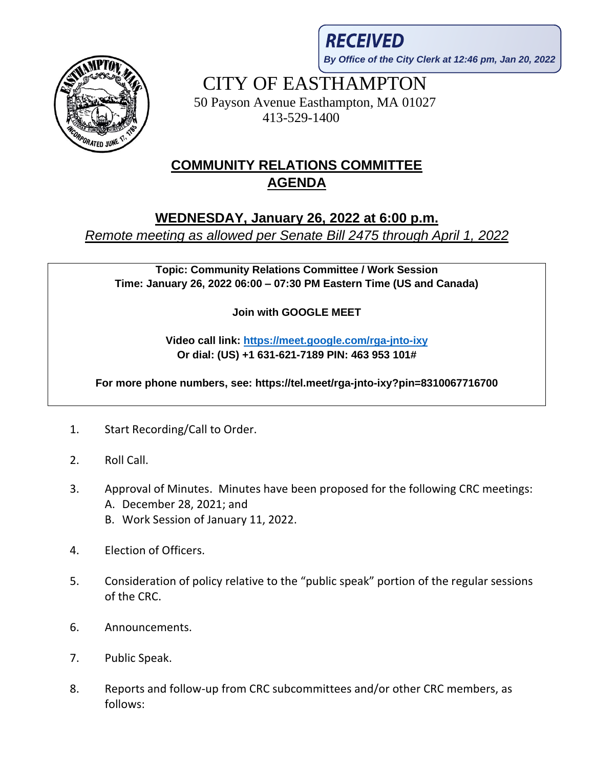**RECEIVED**

*By Office of the City Clerk at 12:46 pm, Jan 20, 2022*

# CITY OF EASTHAMPTON

50 Payson Avenue Easthampton, MA 01027

413-529-1400

## COMMUNITY RELATIONS COMMITTEE AGENDA

## WEDNESDAY, January 26, 2022 at 6:00 p.m.

*Remote meeting as allowed per Senate Bill 2475 through April 1, 2022*

**Topic: Community Relations Committee / Work Session**
**Time: January 26, 2022 06:00 – 07:30 PM Eastern Time (US and Canada)**

**Join with GOOGLE MEET**

**Video call link: https://meet.google.com/rga-jnto-ixy**
**Or dial: (US) +1 631-621-7189 PIN: 463 953 101#**

**For more phone numbers, see: https://tel.meet/rga-jnto-ixy?pin=8310067716700**

1. Start Recording/Call to Order.

2. Roll Call.

3. Approval of Minutes. Minutes have been proposed for the following CRC meetings:
   A. December 28, 2021; and
   B. Work Session of January 11, 2022.

4. Election of Officers.

5. Consideration of policy relative to the "public speak" portion of the regular sessions of the CRC.

6. Announcements.

7. Public Speak.

8. Reports and follow-up from CRC subcommittees and/or other CRC members, as follows: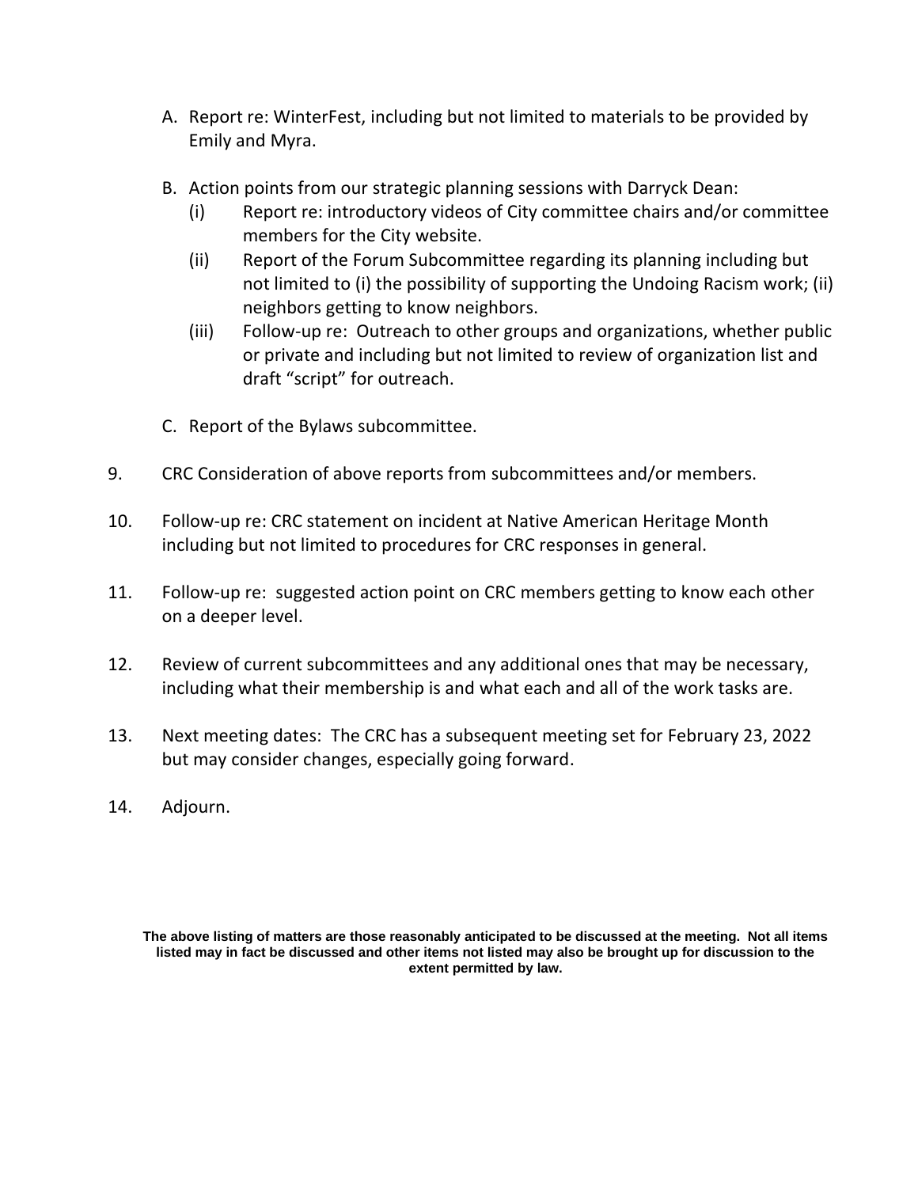A. Report re: WinterFest, including but not limited to materials to be provided by Emily and Myra.

B. Action points from our strategic planning sessions with Darryck Dean:
   (i) Report re: introductory videos of City committee chairs and/or committee members for the City website.
   (ii) Report of the Forum Subcommittee regarding its planning including but not limited to (i) the possibility of supporting the Undoing Racism work; (ii) neighbors getting to know neighbors.
   (iii) Follow-up re: Outreach to other groups and organizations, whether public or private and including but not limited to review of organization list and draft "script" for outreach.

C. Report of the Bylaws subcommittee.

9. CRC Consideration of above reports from subcommittees and/or members.

10. Follow-up re: CRC statement on incident at Native American Heritage Month including but not limited to procedures for CRC responses in general.

11. Follow-up re: suggested action point on CRC members getting to know each other on a deeper level.

12. Review of current subcommittees and any additional ones that may be necessary, including what their membership is and what each and all of the work tasks are.

13. Next meeting dates: The CRC has a subsequent meeting set for February 23, 2022 but may consider changes, especially going forward.

14. Adjourn.

**The above listing of matters are those reasonably anticipated to be discussed at the meeting. Not all items listed may in fact be discussed and other items not listed may also be brought up for discussion to the extent permitted by law.**